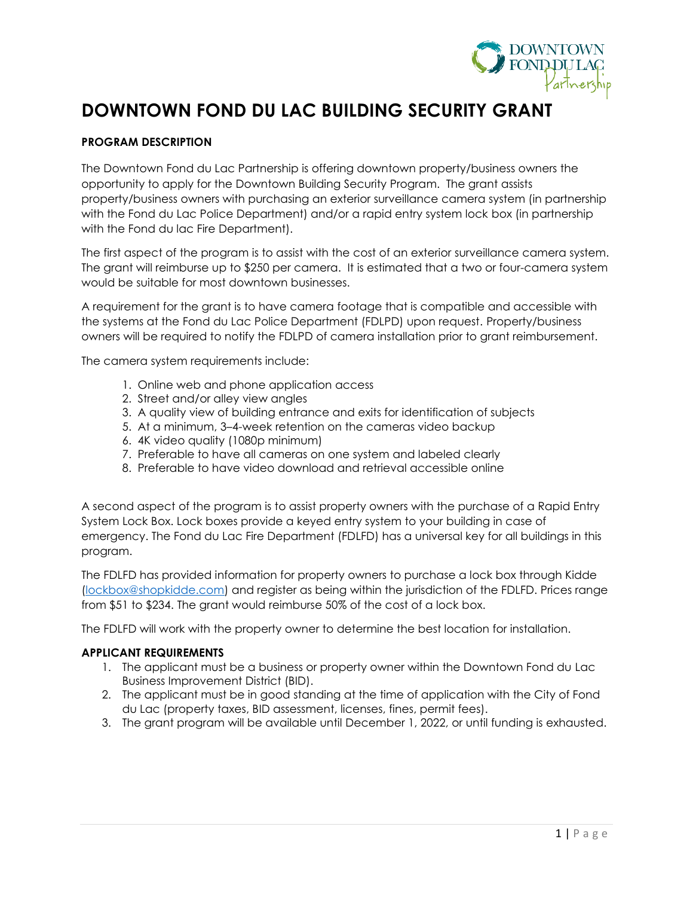# DOWNTOWN FOND DU LAC BUILDING SECURITY GRANT

**PROGRAM DESCRIPTION**

The Downtown Fond du Lac Partnership is offering downtown property/business owners the opportunity to apply for the Downtown Building Security Program. The grant assists property/business owners with purchasing an exterior surveillance camera system (in partnership with the Fond du Lac Police Department) and/or a rapid entry system lock box (in partnership with the Fond du lac Fire Department).

The first aspect of the program is to assist with the cost of an exterior surveillance camera system. The grant will reimburse up to $250 per camera. It is estimated that a two or four-camera system would be suitable for most downtown businesses.

A requirement for the grant is to have camera footage that is compatible and accessible with the systems at the Fond du Lac Police Department (FDLPD) upon request. Property/business owners will be required to notify the FDLPD of camera installation prior to grant reimbursement.

The camera system requirements include:

1. Online web and phone application access
2. Street and/or alley view angles
3. A quality view of building entrance and exits for identification of subjects
5. At a minimum, 3–4-week retention on the cameras video backup
6. 4K video quality (1080p minimum)
7. Preferable to have all cameras on one system and labeled clearly
8. Preferable to have video download and retrieval accessible online

A second aspect of the program is to assist property owners with the purchase of a Rapid Entry System Lock Box. Lock boxes provide a keyed entry system to your building in case of emergency. The Fond du Lac Fire Department (FDLFD) has a universal key for all buildings in this program.

The FDLFD has provided information for property owners to purchase a lock box through Kidde (lockbox@shopkidde.com) and register as being within the jurisdiction of the FDLFD. Prices range from $51 to $234. The grant would reimburse 50% of the cost of a lock box.

The FDLFD will work with the property owner to determine the best location for installation.

**APPLICANT REQUIREMENTS**

1. The applicant must be a business or property owner within the Downtown Fond du Lac Business Improvement District (BID).
2. The applicant must be in good standing at the time of application with the City of Fond du Lac (property taxes, BID assessment, licenses, fines, permit fees).
3. The grant program will be available until December 1, 2022, or until funding is exhausted.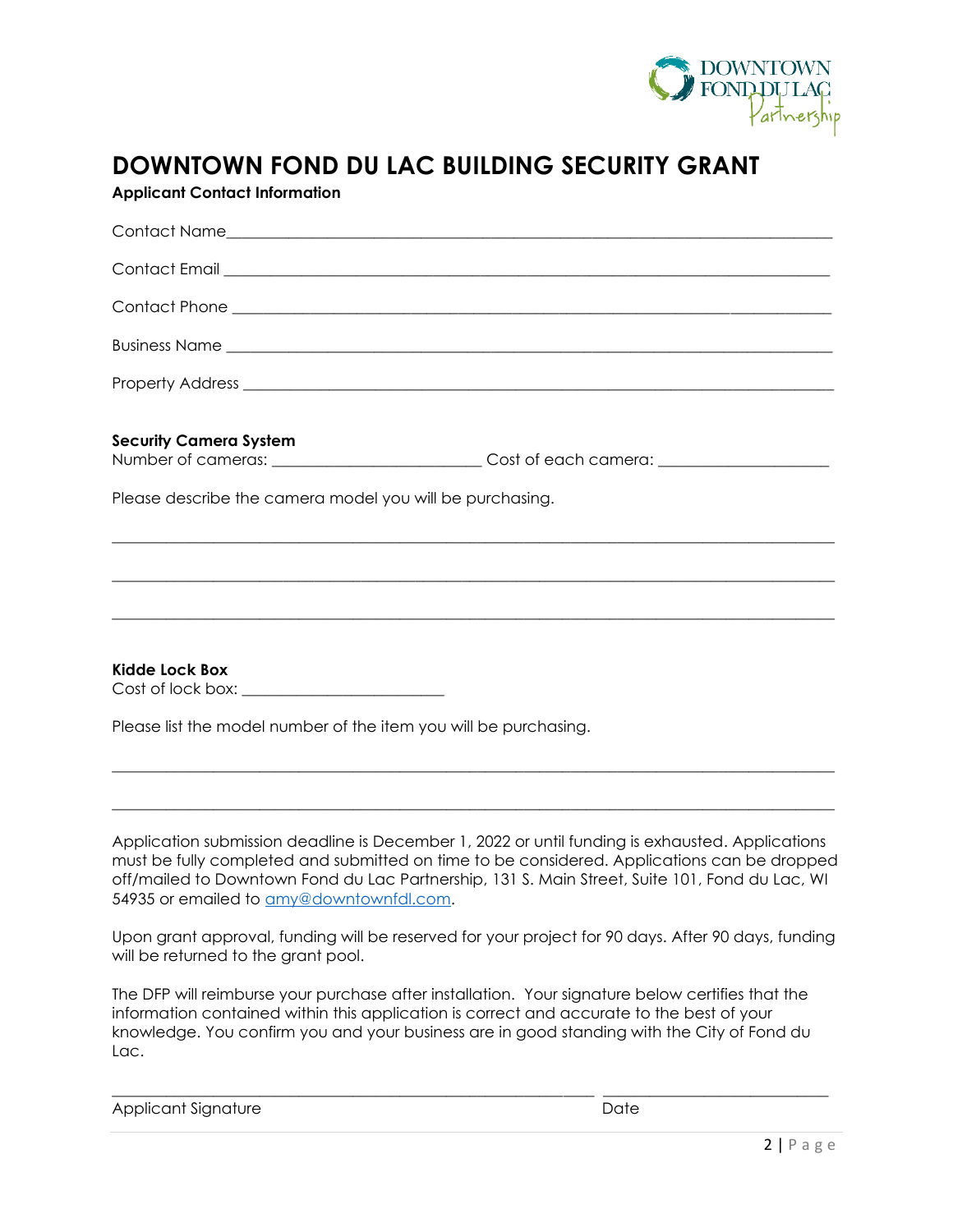# DOWNTOWN FOND DU LAC BUILDING SECURITY GRANT

**Applicant Contact Information**

Contact Name\_\_\_\_\_\_\_\_\_\_\_\_\_\_\_\_\_\_\_\_\_\_\_\_\_\_\_\_\_\_\_\_\_\_\_\_\_\_\_\_\_\_\_\_\_\_\_\_\_\_\_\_\_\_\_\_\_\_\_\_\_\_\_\_\_\_\_\_

Contact Email \_\_\_\_\_\_\_\_\_\_\_\_\_\_\_\_\_\_\_\_\_\_\_\_\_\_\_\_\_\_\_\_\_\_\_\_\_\_\_\_\_\_\_\_\_\_\_\_\_\_\_\_\_\_\_\_\_\_\_\_\_\_\_\_\_\_\_\_

Contact Phone \_\_\_\_\_\_\_\_\_\_\_\_\_\_\_\_\_\_\_\_\_\_\_\_\_\_\_\_\_\_\_\_\_\_\_\_\_\_\_\_\_\_\_\_\_\_\_\_\_\_\_\_\_\_\_\_\_\_\_\_\_\_\_\_\_\_\_\_

Business Name \_\_\_\_\_\_\_\_\_\_\_\_\_\_\_\_\_\_\_\_\_\_\_\_\_\_\_\_\_\_\_\_\_\_\_\_\_\_\_\_\_\_\_\_\_\_\_\_\_\_\_\_\_\_\_\_\_\_\_\_\_\_\_\_\_\_\_\_

Property Address \_\_\_\_\_\_\_\_\_\_\_\_\_\_\_\_\_\_\_\_\_\_\_\_\_\_\_\_\_\_\_\_\_\_\_\_\_\_\_\_\_\_\_\_\_\_\_\_\_\_\_\_\_\_\_\_\_\_\_\_\_\_\_\_\_\_

**Security Camera System**
Number of cameras: \_\_\_\_\_\_\_\_\_\_\_\_\_\_\_\_\_\_\_\_\_\_\_\_ Cost of each camera: \_\_\_\_\_\_\_\_\_\_\_\_\_\_\_\_\_\_\_\_

Please describe the camera model you will be purchasing.

\_\_\_\_\_\_\_\_\_\_\_\_\_\_\_\_\_\_\_\_\_\_\_\_\_\_\_\_\_\_\_\_\_\_\_\_\_\_\_\_\_\_\_\_\_\_\_\_\_\_\_\_\_\_\_\_\_\_\_\_\_\_\_\_\_\_\_\_\_\_\_\_\_\_\_\_\_\_\_\_

\_\_\_\_\_\_\_\_\_\_\_\_\_\_\_\_\_\_\_\_\_\_\_\_\_\_\_\_\_\_\_\_\_\_\_\_\_\_\_\_\_\_\_\_\_\_\_\_\_\_\_\_\_\_\_\_\_\_\_\_\_\_\_\_\_\_\_\_\_\_\_\_\_\_\_\_\_\_\_\_

\_\_\_\_\_\_\_\_\_\_\_\_\_\_\_\_\_\_\_\_\_\_\_\_\_\_\_\_\_\_\_\_\_\_\_\_\_\_\_\_\_\_\_\_\_\_\_\_\_\_\_\_\_\_\_\_\_\_\_\_\_\_\_\_\_\_\_\_\_\_\_\_\_\_\_\_\_\_\_\_

**Kidde Lock Box**
Cost of lock box: \_\_\_\_\_\_\_\_\_\_\_\_\_\_\_\_\_\_\_\_\_\_\_\_

Please list the model number of the item you will be purchasing.

\_\_\_\_\_\_\_\_\_\_\_\_\_\_\_\_\_\_\_\_\_\_\_\_\_\_\_\_\_\_\_\_\_\_\_\_\_\_\_\_\_\_\_\_\_\_\_\_\_\_\_\_\_\_\_\_\_\_\_\_\_\_\_\_\_\_\_\_\_\_\_\_\_\_\_\_\_\_\_\_

\_\_\_\_\_\_\_\_\_\_\_\_\_\_\_\_\_\_\_\_\_\_\_\_\_\_\_\_\_\_\_\_\_\_\_\_\_\_\_\_\_\_\_\_\_\_\_\_\_\_\_\_\_\_\_\_\_\_\_\_\_\_\_\_\_\_\_\_\_\_\_\_\_\_\_\_\_\_\_\_

Application submission deadline is December 1, 2022 or until funding is exhausted. Applications must be fully completed and submitted on time to be considered. Applications can be dropped off/mailed to Downtown Fond du Lac Partnership, 131 S. Main Street, Suite 101, Fond du Lac, WI 54935 or emailed to amy@downtownfdl.com.

Upon grant approval, funding will be reserved for your project for 90 days. After 90 days, funding will be returned to the grant pool.

The DFP will reimburse your purchase after installation. Your signature below certifies that the information contained within this application is correct and accurate to the best of your knowledge. You confirm you and your business are in good standing with the City of Fond du Lac.

\_\_\_\_\_\_\_\_\_\_\_\_\_\_\_\_\_\_\_\_\_\_\_\_\_\_\_\_\_\_\_\_\_\_\_\_\_\_\_\_\_\_\_\_\_\_\_\_\_\_\_\_\_\_ \_\_\_\_\_\_\_\_\_\_\_\_\_\_\_\_\_\_\_\_\_\_\_\_\_\_
Applicant Signature Date